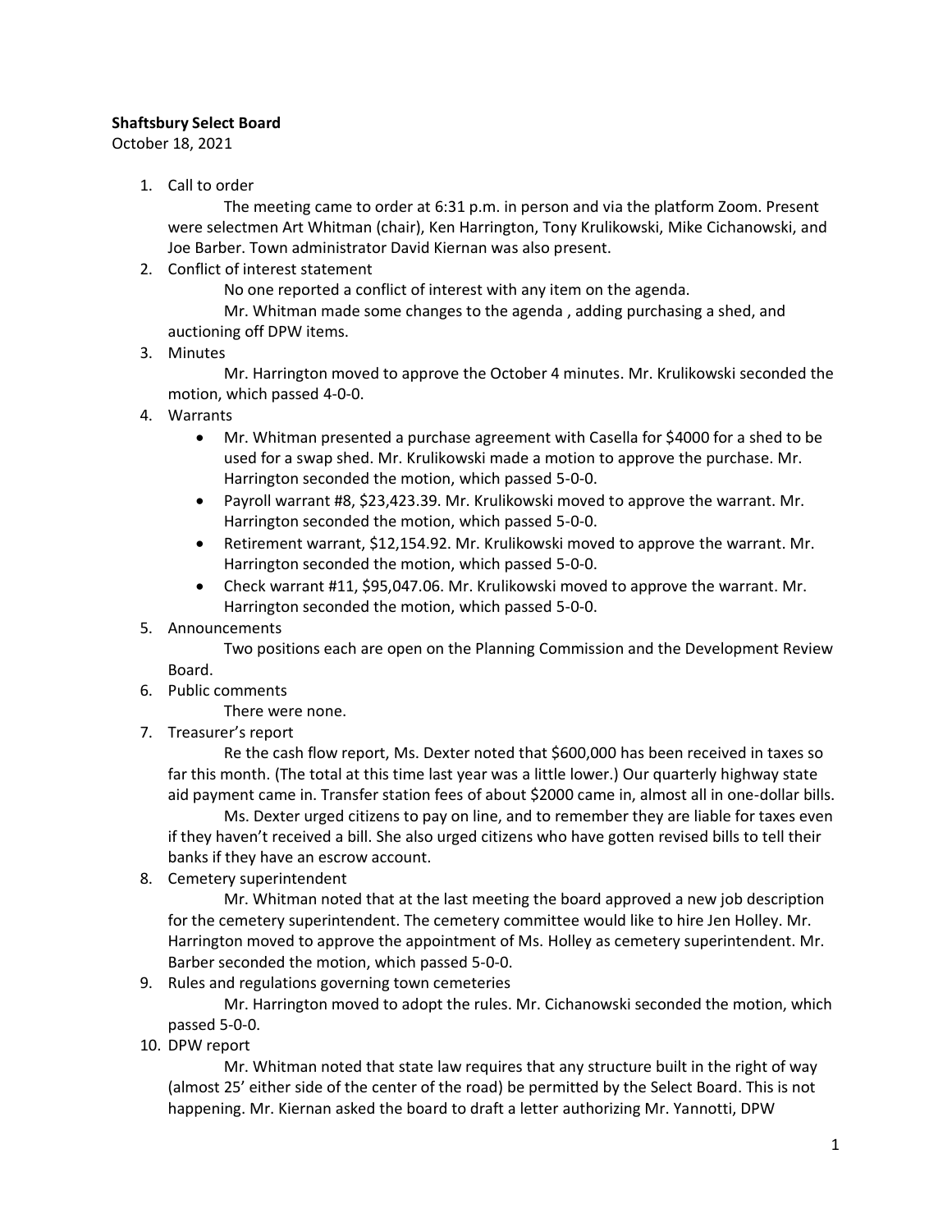**Shaftsbury Select Board**

October 18, 2021

1. Call to order

    The meeting came to order at 6:31 p.m. in person and via the platform Zoom. Present were selectmen Art Whitman (chair), Ken Harrington, Tony Krulikowski, Mike Cichanowski, and Joe Barber. Town administrator David Kiernan was also present.

2. Conflict of interest statement

    No one reported a conflict of interest with any item on the agenda.

    Mr. Whitman made some changes to the agenda , adding purchasing a shed, and auctioning off DPW items.

3. Minutes

    Mr. Harrington moved to approve the October 4 minutes. Mr. Krulikowski seconded the motion, which passed 4-0-0.

4. Warrants
    - Mr. Whitman presented a purchase agreement with Casella for $4000 for a shed to be used for a swap shed. Mr. Krulikowski made a motion to approve the purchase. Mr. Harrington seconded the motion, which passed 5-0-0.
    - Payroll warrant #8, $23,423.39. Mr. Krulikowski moved to approve the warrant. Mr. Harrington seconded the motion, which passed 5-0-0.
    - Retirement warrant, $12,154.92. Mr. Krulikowski moved to approve the warrant. Mr. Harrington seconded the motion, which passed 5-0-0.
    - Check warrant #11, $95,047.06. Mr. Krulikowski moved to approve the warrant. Mr. Harrington seconded the motion, which passed 5-0-0.

5. Announcements

    Two positions each are open on the Planning Commission and the Development Review Board.

6. Public comments

    There were none.

7. Treasurer's report

    Re the cash flow report, Ms. Dexter noted that $600,000 has been received in taxes so far this month. (The total at this time last year was a little lower.) Our quarterly highway state aid payment came in. Transfer station fees of about $2000 came in, almost all in one-dollar bills.

    Ms. Dexter urged citizens to pay on line, and to remember they are liable for taxes even if they haven't received a bill. She also urged citizens who have gotten revised bills to tell their banks if they have an escrow account.

8. Cemetery superintendent

    Mr. Whitman noted that at the last meeting the board approved a new job description for the cemetery superintendent. The cemetery committee would like to hire Jen Holley. Mr. Harrington moved to approve the appointment of Ms. Holley as cemetery superintendent. Mr. Barber seconded the motion, which passed 5-0-0.

9. Rules and regulations governing town cemeteries

    Mr. Harrington moved to adopt the rules. Mr. Cichanowski seconded the motion, which passed 5-0-0.

10. DPW report

    Mr. Whitman noted that state law requires that any structure built in the right of way (almost 25' either side of the center of the road) be permitted by the Select Board. This is not happening. Mr. Kiernan asked the board to draft a letter authorizing Mr. Yannotti, DPW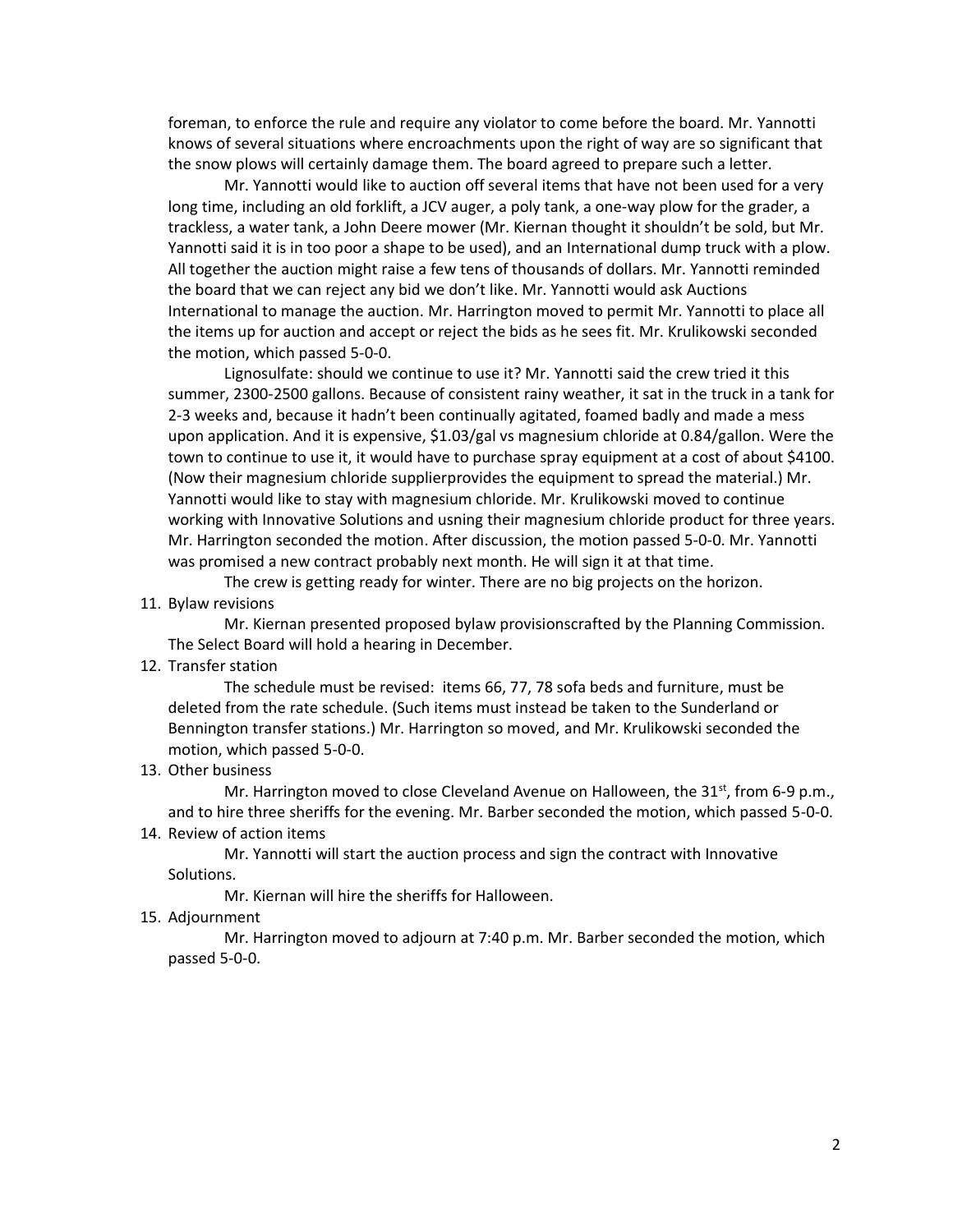foreman, to enforce the rule and require any violator to come before the board. Mr. Yannotti knows of several situations where encroachments upon the right of way are so significant that the snow plows will certainly damage them. The board agreed to prepare such a letter.

Mr. Yannotti would like to auction off several items that have not been used for a very long time, including an old forklift, a JCV auger, a poly tank, a one-way plow for the grader, a trackless, a water tank, a John Deere mower (Mr. Kiernan thought it shouldn't be sold, but Mr. Yannotti said it is in too poor a shape to be used), and an International dump truck with a plow. All together the auction might raise a few tens of thousands of dollars. Mr. Yannotti reminded the board that we can reject any bid we don't like. Mr. Yannotti would ask Auctions International to manage the auction. Mr. Harrington moved to permit Mr. Yannotti to place all the items up for auction and accept or reject the bids as he sees fit. Mr. Krulikowski seconded the motion, which passed 5-0-0.

Lignosulfate: should we continue to use it? Mr. Yannotti said the crew tried it this summer, 2300-2500 gallons. Because of consistent rainy weather, it sat in the truck in a tank for 2-3 weeks and, because it hadn't been continually agitated, foamed badly and made a mess upon application. And it is expensive, $1.03/gal vs magnesium chloride at 0.84/gallon. Were the town to continue to use it, it would have to purchase spray equipment at a cost of about $4100. (Now their magnesium chloride supplierprovides the equipment to spread the material.) Mr. Yannotti would like to stay with magnesium chloride. Mr. Krulikowski moved to continue working with Innovative Solutions and usning their magnesium chloride product for three years. Mr. Harrington seconded the motion. After discussion, the motion passed 5-0-0. Mr. Yannotti was promised a new contract probably next month. He will sign it at that time.

The crew is getting ready for winter. There are no big projects on the horizon.

11. Bylaw revisions

    Mr. Kiernan presented proposed bylaw provisionscrafted by the Planning Commission. The Select Board will hold a hearing in December.

12. Transfer station

    The schedule must be revised: items 66, 77, 78 sofa beds and furniture, must be deleted from the rate schedule. (Such items must instead be taken to the Sunderland or Bennington transfer stations.) Mr. Harrington so moved, and Mr. Krulikowski seconded the motion, which passed 5-0-0.

13. Other business

    Mr. Harrington moved to close Cleveland Avenue on Halloween, the 31st, from 6-9 p.m., and to hire three sheriffs for the evening. Mr. Barber seconded the motion, which passed 5-0-0.

14. Review of action items

    Mr. Yannotti will start the auction process and sign the contract with Innovative Solutions.

    Mr. Kiernan will hire the sheriffs for Halloween.

15. Adjournment

    Mr. Harrington moved to adjourn at 7:40 p.m. Mr. Barber seconded the motion, which passed 5-0-0.